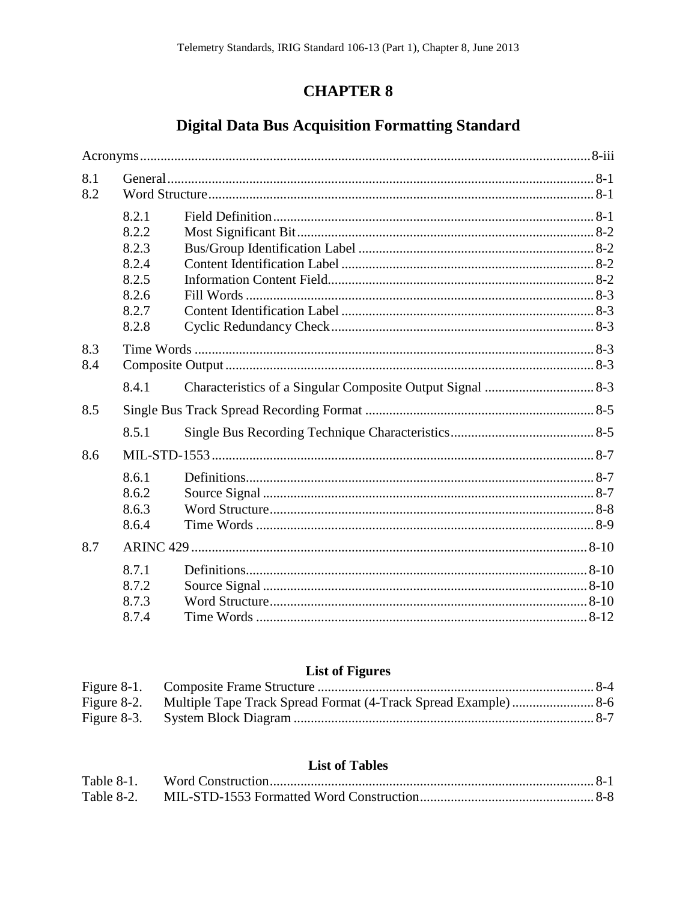# CHAPTER 8

## Digital Data Bus Acquisition Formatting Standard

Acronyms .......... 8-iii

8.1 General .......... 8-1
8.2 Word Structure .......... 8-1

- 8.2.1 Field Definition .......... 8-1
- 8.2.2 Most Significant Bit .......... 8-2
- 8.2.3 Bus/Group Identification Label .......... 8-2
- 8.2.4 Content Identification Label .......... 8-2
- 8.2.5 Information Content Field .......... 8-2
- 8.2.6 Fill Words .......... 8-3
- 8.2.7 Content Identification Label .......... 8-3
- 8.2.8 Cyclic Redundancy Check .......... 8-3

8.3 Time Words .......... 8-3
8.4 Composite Output .......... 8-3

- 8.4.1 Characteristics of a Singular Composite Output Signal .......... 8-3

8.5 Single Bus Track Spread Recording Format .......... 8-5

- 8.5.1 Single Bus Recording Technique Characteristics .......... 8-5

8.6 MIL-STD-1553 .......... 8-7

- 8.6.1 Definitions .......... 8-7
- 8.6.2 Source Signal .......... 8-7
- 8.6.3 Word Structure .......... 8-8
- 8.6.4 Time Words .......... 8-9

8.7 ARINC 429 .......... 8-10

- 8.7.1 Definitions .......... 8-10
- 8.7.2 Source Signal .......... 8-10
- 8.7.3 Word Structure .......... 8-10
- 8.7.4 Time Words .......... 8-12

### List of Figures

Figure 8-1. Composite Frame Structure .......... 8-4
Figure 8-2. Multiple Tape Track Spread Format (4-Track Spread Example) .......... 8-6
Figure 8-3. System Block Diagram .......... 8-7

### List of Tables

Table 8-1. Word Construction .......... 8-1
Table 8-2. MIL-STD-1553 Formatted Word Construction .......... 8-8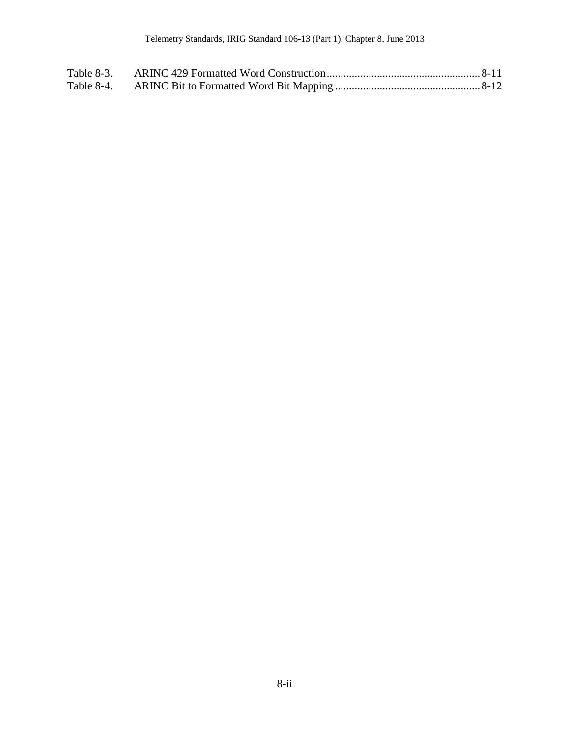Table 8-3. ARINC 429 Formatted Word Construction ........................................................ 8-11
Table 8-4. ARINC Bit to Formatted Word Bit Mapping ..................................................... 8-12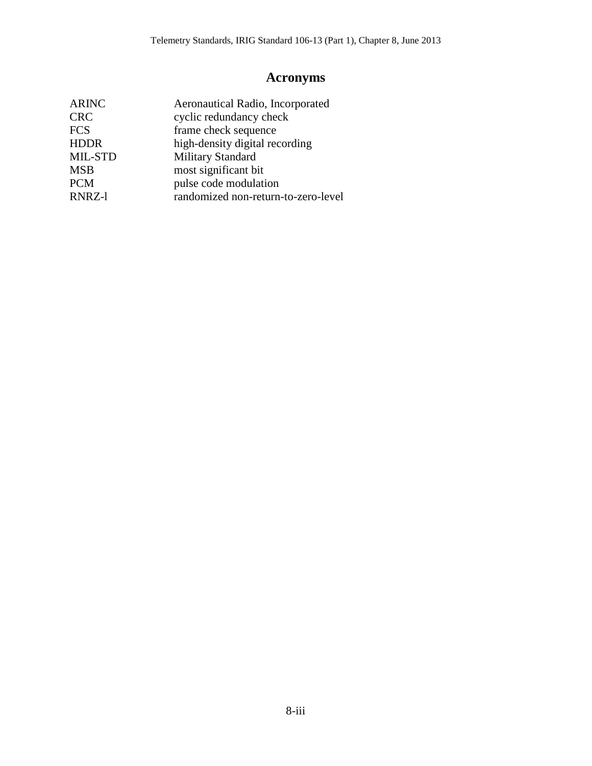# Acronyms

| | |
|---|---|
| ARINC | Aeronautical Radio, Incorporated |
| CRC | cyclic redundancy check |
| FCS | frame check sequence |
| HDDR | high-density digital recording |
| MIL-STD | Military Standard |
| MSB | most significant bit |
| PCM | pulse code modulation |
| RNRZ-l | randomized non-return-to-zero-level |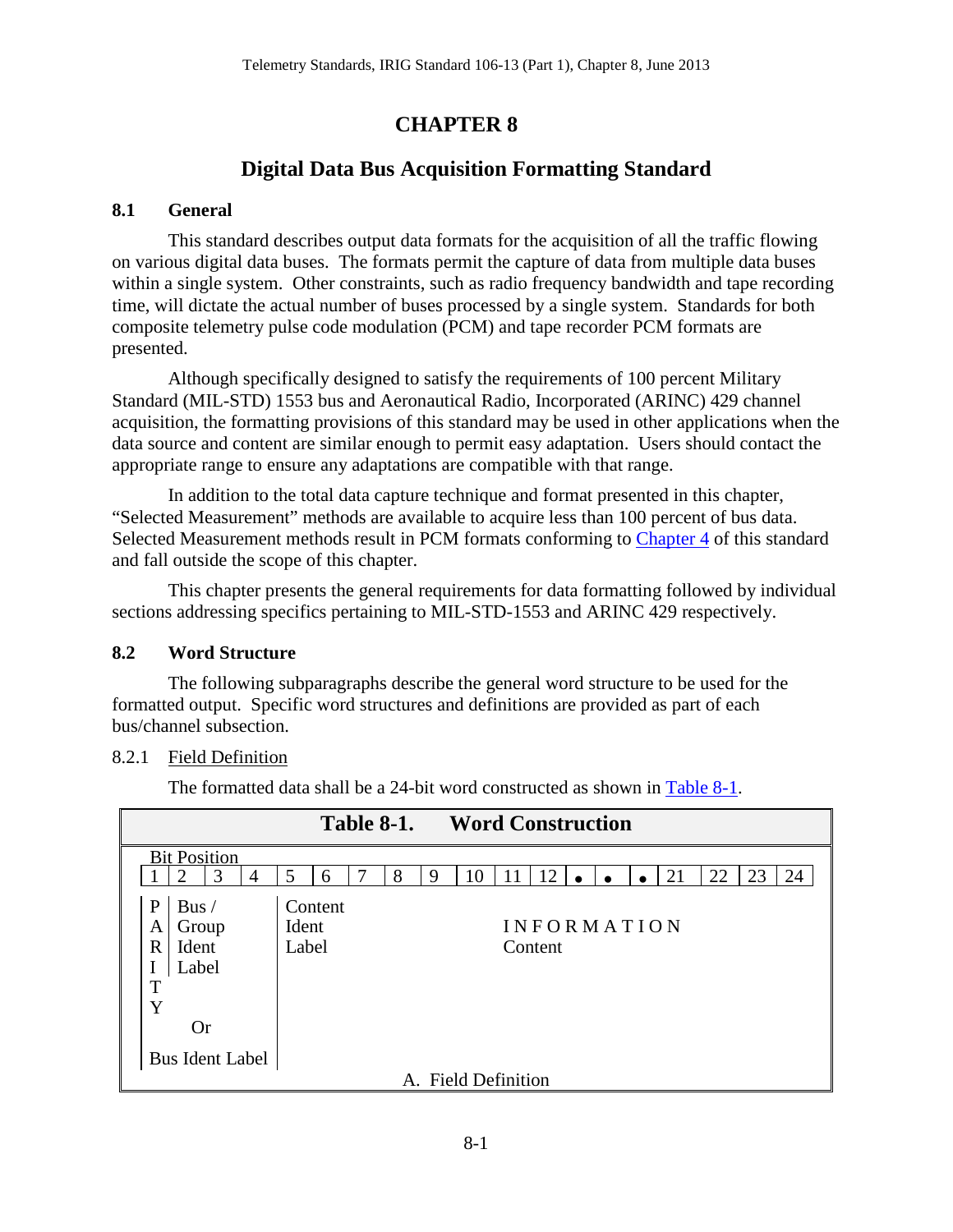# CHAPTER 8

## Digital Data Bus Acquisition Formatting Standard

### 8.1 General

This standard describes output data formats for the acquisition of all the traffic flowing on various digital data buses. The formats permit the capture of data from multiple data buses within a single system. Other constraints, such as radio frequency bandwidth and tape recording time, will dictate the actual number of buses processed by a single system. Standards for both composite telemetry pulse code modulation (PCM) and tape recorder PCM formats are presented.

Although specifically designed to satisfy the requirements of 100 percent Military Standard (MIL-STD) 1553 bus and Aeronautical Radio, Incorporated (ARINC) 429 channel acquisition, the formatting provisions of this standard may be used in other applications when the data source and content are similar enough to permit easy adaptation. Users should contact the appropriate range to ensure any adaptations are compatible with that range.

In addition to the total data capture technique and format presented in this chapter, "Selected Measurement" methods are available to acquire less than 100 percent of bus data. Selected Measurement methods result in PCM formats conforming to Chapter 4 of this standard and fall outside the scope of this chapter.

This chapter presents the general requirements for data formatting followed by individual sections addressing specifics pertaining to MIL-STD-1553 and ARINC 429 respectively.

### 8.2 Word Structure

The following subparagraphs describe the general word structure to be used for the formatted output. Specific word structures and definitions are provided as part of each bus/channel subsection.

8.2.1 Field Definition

The formatted data shall be a 24-bit word constructed as shown in Table 8-1.

**Table 8-1. Word Construction**

| Bit Position 1 | 2 | 3 | 4 | 5 | 6 | 7 | 8 | 9 | 10 | 11 | 12 | • | • | • | 21 | 22 | 23 | 24 |
|---|---|---|---|---|---|---|---|---|---|---|---|---|---|---|---|---|---|---|
| PARITY | Bus / Group Ident Label (Or Bus Ident Label) | | | Content Ident Label | | | | | INFORMATION Content | | | | | | | | | |

A. Field Definition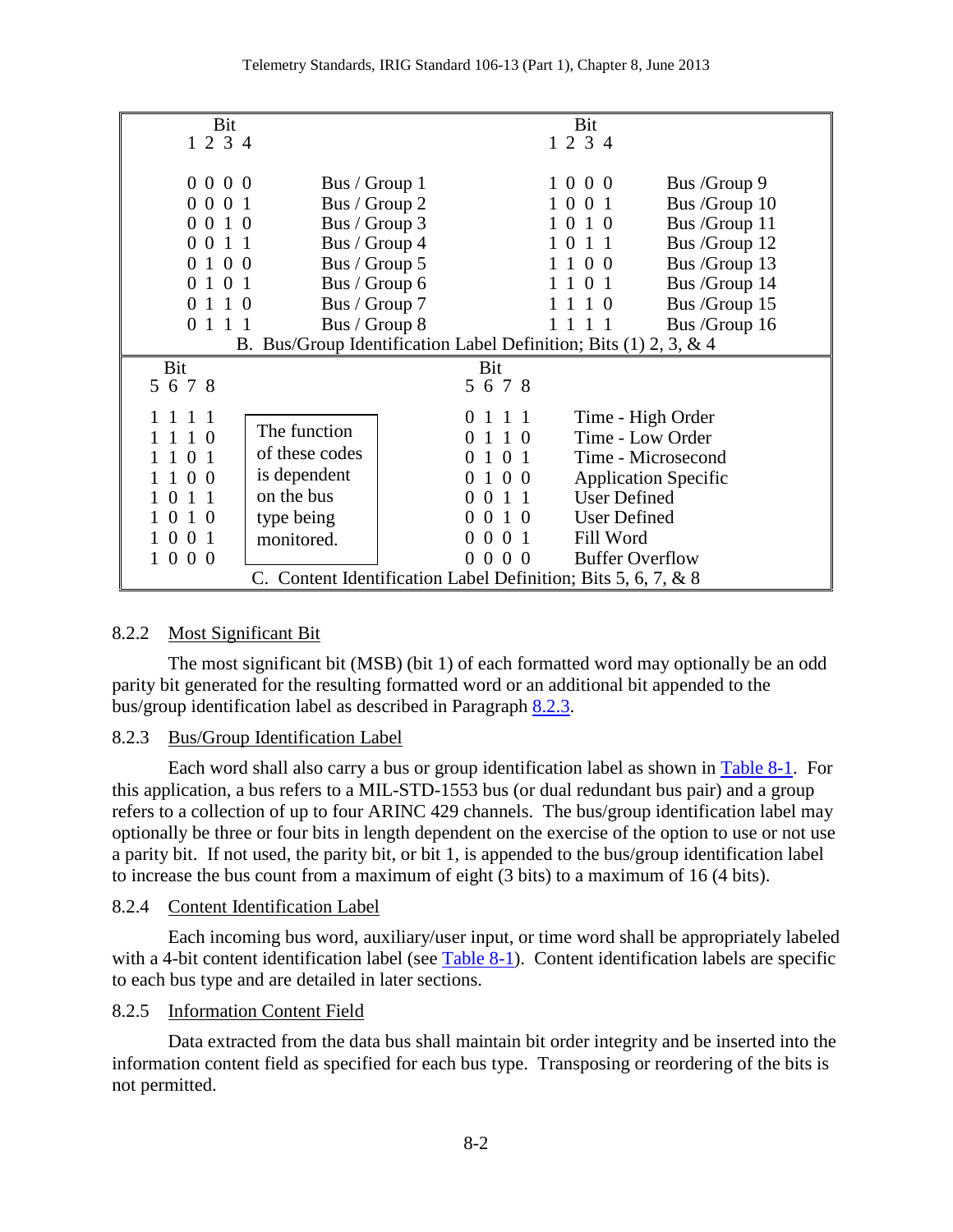| Bit 1 2 3 4 | | Bit 1 2 3 4 | |
|---|---|---|---|
| 0 0 0 0 | Bus / Group 1 | 1 0 0 0 | Bus /Group 9 |
| 0 0 0 1 | Bus / Group 2 | 1 0 0 1 | Bus /Group 10 |
| 0 0 1 0 | Bus / Group 3 | 1 0 1 0 | Bus /Group 11 |
| 0 0 1 1 | Bus / Group 4 | 1 0 1 1 | Bus /Group 12 |
| 0 1 0 0 | Bus / Group 5 | 1 1 0 0 | Bus /Group 13 |
| 0 1 0 1 | Bus / Group 6 | 1 1 0 1 | Bus /Group 14 |
| 0 1 1 0 | Bus / Group 7 | 1 1 1 0 | Bus /Group 15 |
| 0 1 1 1 | Bus / Group 8 | 1 1 1 1 | Bus /Group 16 |

B. Bus/Group Identification Label Definition; Bits (1) 2, 3, & 4

| Bit 5 6 7 8 | | Bit 5 6 7 8 | |
|---|---|---|---|
| 1 1 1 1 | The function of these codes is dependent on the bus type being monitored. | 0 1 1 1 | Time - High Order |
| 1 1 1 0 | | 0 1 1 0 | Time - Low Order |
| 1 1 0 1 | | 0 1 0 1 | Time - Microsecond |
| 1 1 0 0 | | 0 1 0 0 | Application Specific |
| 1 0 1 1 | | 0 0 1 1 | User Defined |
| 1 0 1 0 | | 0 0 1 0 | User Defined |
| 1 0 0 1 | | 0 0 0 1 | Fill Word |
| 1 0 0 0 | | 0 0 0 0 | Buffer Overflow |

C. Content Identification Label Definition; Bits 5, 6, 7, & 8

### 8.2.2 Most Significant Bit

The most significant bit (MSB) (bit 1) of each formatted word may optionally be an odd parity bit generated for the resulting formatted word or an additional bit appended to the bus/group identification label as described in Paragraph 8.2.3.

### 8.2.3 Bus/Group Identification Label

Each word shall also carry a bus or group identification label as shown in Table 8-1. For this application, a bus refers to a MIL-STD-1553 bus (or dual redundant bus pair) and a group refers to a collection of up to four ARINC 429 channels. The bus/group identification label may optionally be three or four bits in length dependent on the exercise of the option to use or not use a parity bit. If not used, the parity bit, or bit 1, is appended to the bus/group identification label to increase the bus count from a maximum of eight (3 bits) to a maximum of 16 (4 bits).

### 8.2.4 Content Identification Label

Each incoming bus word, auxiliary/user input, or time word shall be appropriately labeled with a 4-bit content identification label (see Table 8-1). Content identification labels are specific to each bus type and are detailed in later sections.

### 8.2.5 Information Content Field

Data extracted from the data bus shall maintain bit order integrity and be inserted into the information content field as specified for each bus type. Transposing or reordering of the bits is not permitted.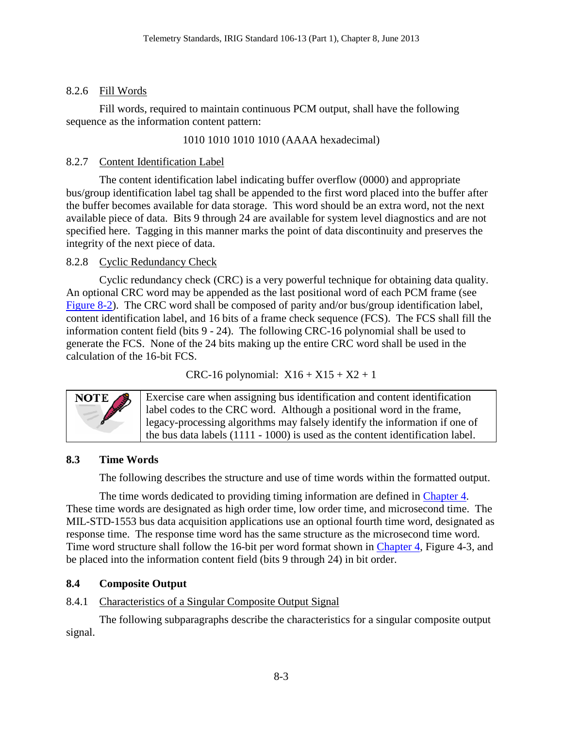### 8.2.6 Fill Words

Fill words, required to maintain continuous PCM output, shall have the following sequence as the information content pattern:

1010 1010 1010 1010 (AAAA hexadecimal)

### 8.2.7 Content Identification Label

The content identification label indicating buffer overflow (0000) and appropriate bus/group identification label tag shall be appended to the first word placed into the buffer after the buffer becomes available for data storage. This word should be an extra word, not the next available piece of data. Bits 9 through 24 are available for system level diagnostics and are not specified here. Tagging in this manner marks the point of data discontinuity and preserves the integrity of the next piece of data.

### 8.2.8 Cyclic Redundancy Check

Cyclic redundancy check (CRC) is a very powerful technique for obtaining data quality. An optional CRC word may be appended as the last positional word of each PCM frame (see Figure 8-2). The CRC word shall be composed of parity and/or bus/group identification label, content identification label, and 16 bits of a frame check sequence (FCS). The FCS shall fill the information content field (bits 9 - 24). The following CRC-16 polynomial shall be used to generate the FCS. None of the 24 bits making up the entire CRC word shall be used in the calculation of the 16-bit FCS.

CRC-16 polynomial: $X16 + X15 + X2 + 1$

| NOTE | Exercise care when assigning bus identification and content identification label codes to the CRC word. Although a positional word in the frame, legacy-processing algorithms may falsely identify the information if one of the bus data labels (1111 - 1000) is used as the content identification label. |
|---|---|

## 8.3 Time Words

The following describes the structure and use of time words within the formatted output.

The time words dedicated to providing timing information are defined in Chapter 4. These time words are designated as high order time, low order time, and microsecond time. The MIL-STD-1553 bus data acquisition applications use an optional fourth time word, designated as response time. The response time word has the same structure as the microsecond time word. Time word structure shall follow the 16-bit per word format shown in Chapter 4, Figure 4-3, and be placed into the information content field (bits 9 through 24) in bit order.

## 8.4 Composite Output

### 8.4.1 Characteristics of a Singular Composite Output Signal

The following subparagraphs describe the characteristics for a singular composite output signal.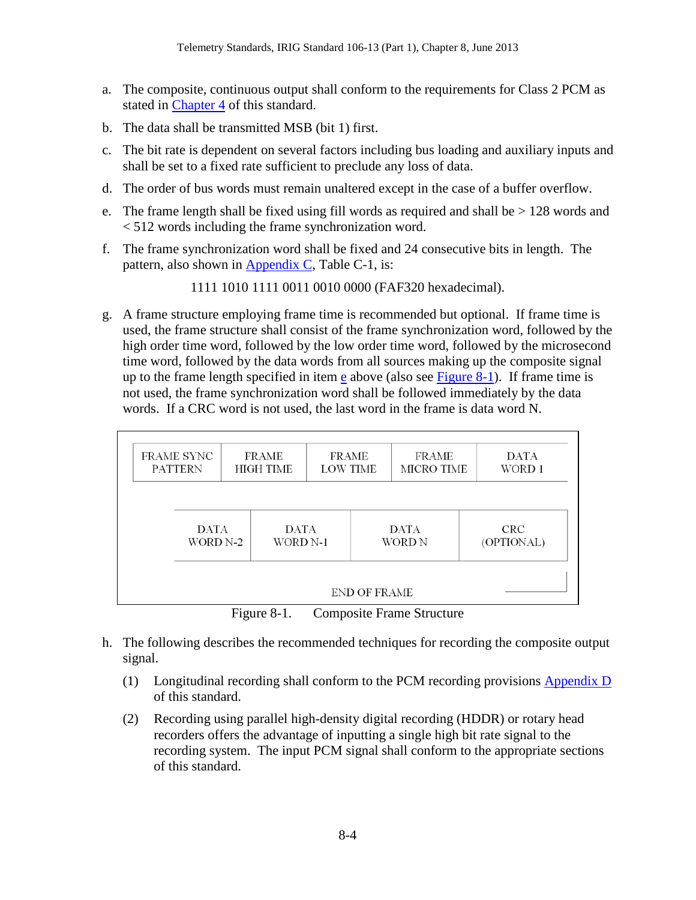a. The composite, continuous output shall conform to the requirements for Class 2 PCM as stated in Chapter 4 of this standard.

b. The data shall be transmitted MSB (bit 1) first.

c. The bit rate is dependent on several factors including bus loading and auxiliary inputs and shall be set to a fixed rate sufficient to preclude any loss of data.

d. The order of bus words must remain unaltered except in the case of a buffer overflow.

e. The frame length shall be fixed using fill words as required and shall be > 128 words and < 512 words including the frame synchronization word.

f. The frame synchronization word shall be fixed and 24 consecutive bits in length. The pattern, also shown in Appendix C, Table C-1, is:

   1111 1010 1111 0011 0010 0000 (FAF320 hexadecimal).

g. A frame structure employing frame time is recommended but optional. If frame time is used, the frame structure shall consist of the frame synchronization word, followed by the high order time word, followed by the low order time word, followed by the microsecond time word, followed by the data words from all sources making up the composite signal up to the frame length specified in item e above (also see Figure 8-1). If frame time is not used, the frame synchronization word shall be followed immediately by the data words. If a CRC word is not used, the last word in the frame is data word N.

| FRAME SYNC PATTERN | FRAME HIGH TIME | FRAME LOW TIME | FRAME MICRO TIME | DATA WORD 1 |
|---|---|---|---|---|

| DATA WORD N-2 | DATA WORD N-1 | DATA WORD N | CRC (OPTIONAL) |
|---|---|---|---|

END OF FRAME

Figure 8-1. Composite Frame Structure

h. The following describes the recommended techniques for recording the composite output signal.

   (1) Longitudinal recording shall conform to the PCM recording provisions Appendix D of this standard.

   (2) Recording using parallel high-density digital recording (HDDR) or rotary head recorders offers the advantage of inputting a single high bit rate signal to the recording system. The input PCM signal shall conform to the appropriate sections of this standard.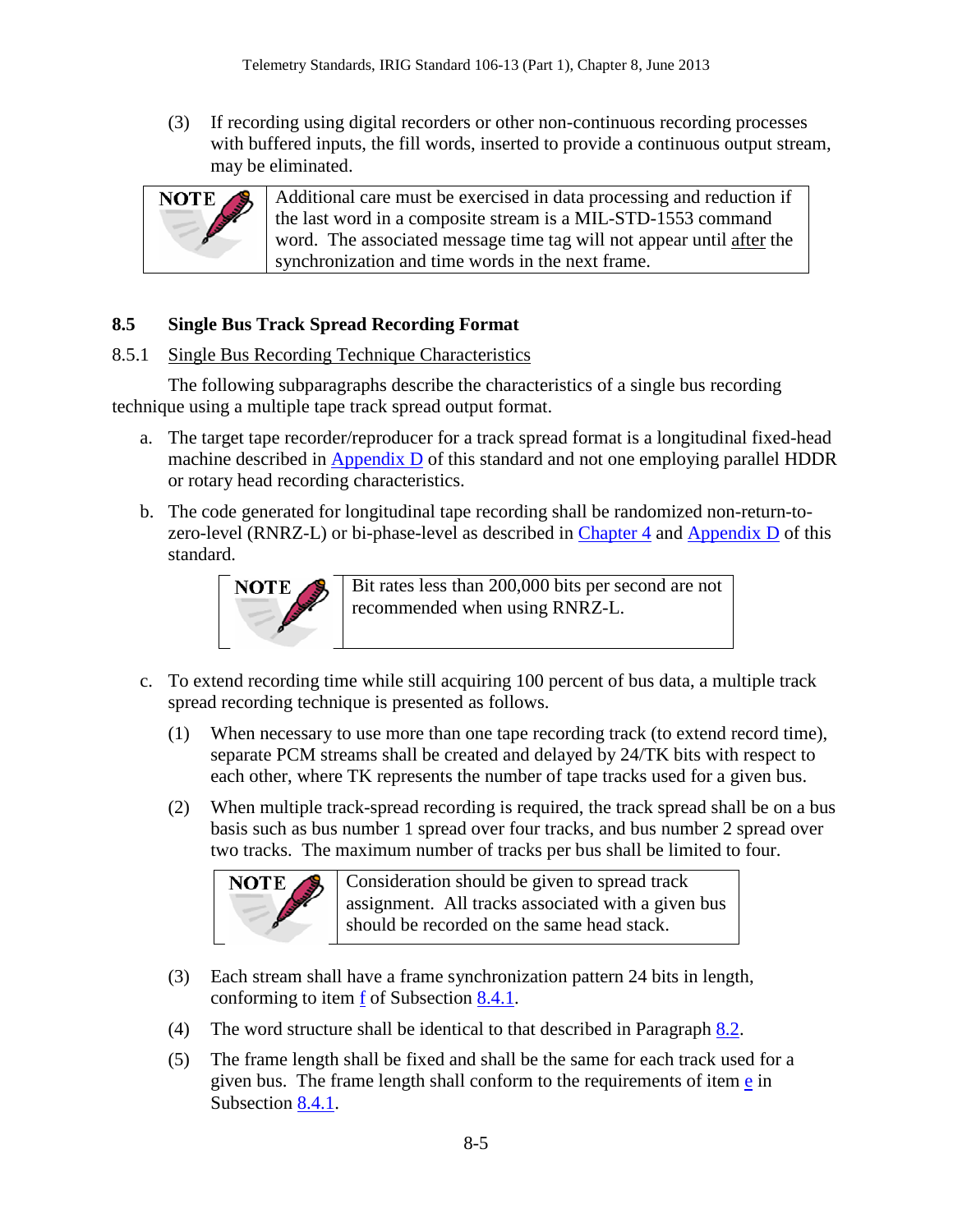(3) If recording using digital recorders or other non-continuous recording processes with buffered inputs, the fill words, inserted to provide a continuous output stream, may be eliminated.

| NOTE | Additional care must be exercised in data processing and reduction if the last word in a composite stream is a MIL-STD-1553 command word. The associated message time tag will not appear until after the synchronization and time words in the next frame. |
|---|---|

## 8.5 Single Bus Track Spread Recording Format

### 8.5.1 Single Bus Recording Technique Characteristics

The following subparagraphs describe the characteristics of a single bus recording technique using a multiple tape track spread output format.

a. The target tape recorder/reproducer for a track spread format is a longitudinal fixed-head machine described in Appendix D of this standard and not one employing parallel HDDR or rotary head recording characteristics.

b. The code generated for longitudinal tape recording shall be randomized non-return-to-zero-level (RNRZ-L) or bi-phase-level as described in Chapter 4 and Appendix D of this standard.

| NOTE | Bit rates less than 200,000 bits per second are not recommended when using RNRZ-L. |
|---|---|

c. To extend recording time while still acquiring 100 percent of bus data, a multiple track spread recording technique is presented as follows.

(1) When necessary to use more than one tape recording track (to extend record time), separate PCM streams shall be created and delayed by 24/TK bits with respect to each other, where TK represents the number of tape tracks used for a given bus.

(2) When multiple track-spread recording is required, the track spread shall be on a bus basis such as bus number 1 spread over four tracks, and bus number 2 spread over two tracks. The maximum number of tracks per bus shall be limited to four.

| NOTE | Consideration should be given to spread track assignment. All tracks associated with a given bus should be recorded on the same head stack. |
|---|---|

(3) Each stream shall have a frame synchronization pattern 24 bits in length, conforming to item f of Subsection 8.4.1.

(4) The word structure shall be identical to that described in Paragraph 8.2.

(5) The frame length shall be fixed and shall be the same for each track used for a given bus. The frame length shall conform to the requirements of item e in Subsection 8.4.1.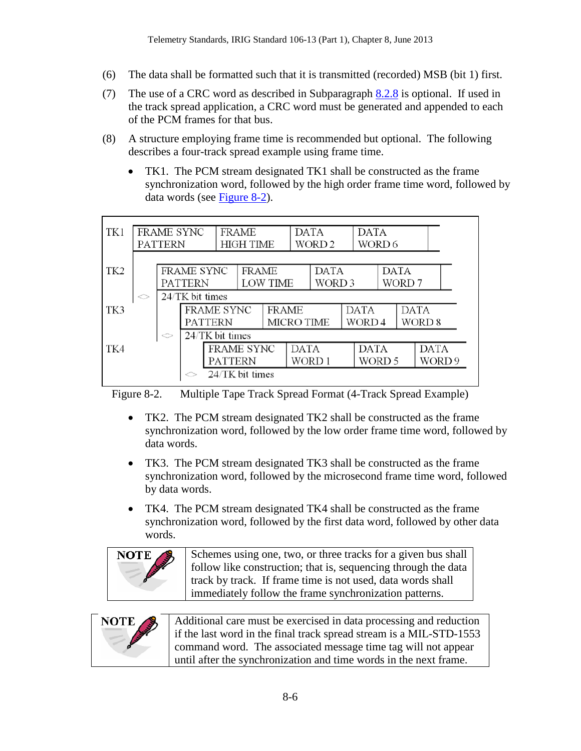(6) The data shall be formatted such that it is transmitted (recorded) MSB (bit 1) first.

(7) The use of a CRC word as described in Subparagraph 8.2.8 is optional. If used in the track spread application, a CRC word must be generated and appended to each of the PCM frames for that bus.

(8) A structure employing frame time is recommended but optional. The following describes a four-track spread example using frame time.

- TK1. The PCM stream designated TK1 shall be constructed as the frame synchronization word, followed by the high order frame time word, followed by data words (see Figure 8-2).

| | | | | |
|---|---|---|---|---|
| TK1 | FRAME SYNC PATTERN | FRAME HIGH TIME | DATA WORD 2 | DATA WORD 6 |
| TK2 | FRAME SYNC PATTERN | FRAME LOW TIME | DATA WORD 3 | DATA WORD 7 |
| | <> 24/TK bit times | | | |
| TK3 | FRAME SYNC PATTERN | FRAME MICRO TIME | DATA WORD 4 | DATA WORD 8 |
| | <> 24/TK bit times | | | |
| TK4 | FRAME SYNC PATTERN | DATA WORD 1 | DATA WORD 5 | DATA WORD 9 |
| | <> 24/TK bit times | | | |

Figure 8-2. Multiple Tape Track Spread Format (4-Track Spread Example)

- TK2. The PCM stream designated TK2 shall be constructed as the frame synchronization word, followed by the low order frame time word, followed by data words.
- TK3. The PCM stream designated TK3 shall be constructed as the frame synchronization word, followed by the microsecond frame time word, followed by data words.
- TK4. The PCM stream designated TK4 shall be constructed as the frame synchronization word, followed by the first data word, followed by other data words.

**NOTE** Schemes using one, two, or three tracks for a given bus shall follow like construction; that is, sequencing through the data track by track. If frame time is not used, data words shall immediately follow the frame synchronization patterns.

**NOTE** Additional care must be exercised in data processing and reduction if the last word in the final track spread stream is a MIL-STD-1553 command word. The associated message time tag will not appear until after the synchronization and time words in the next frame.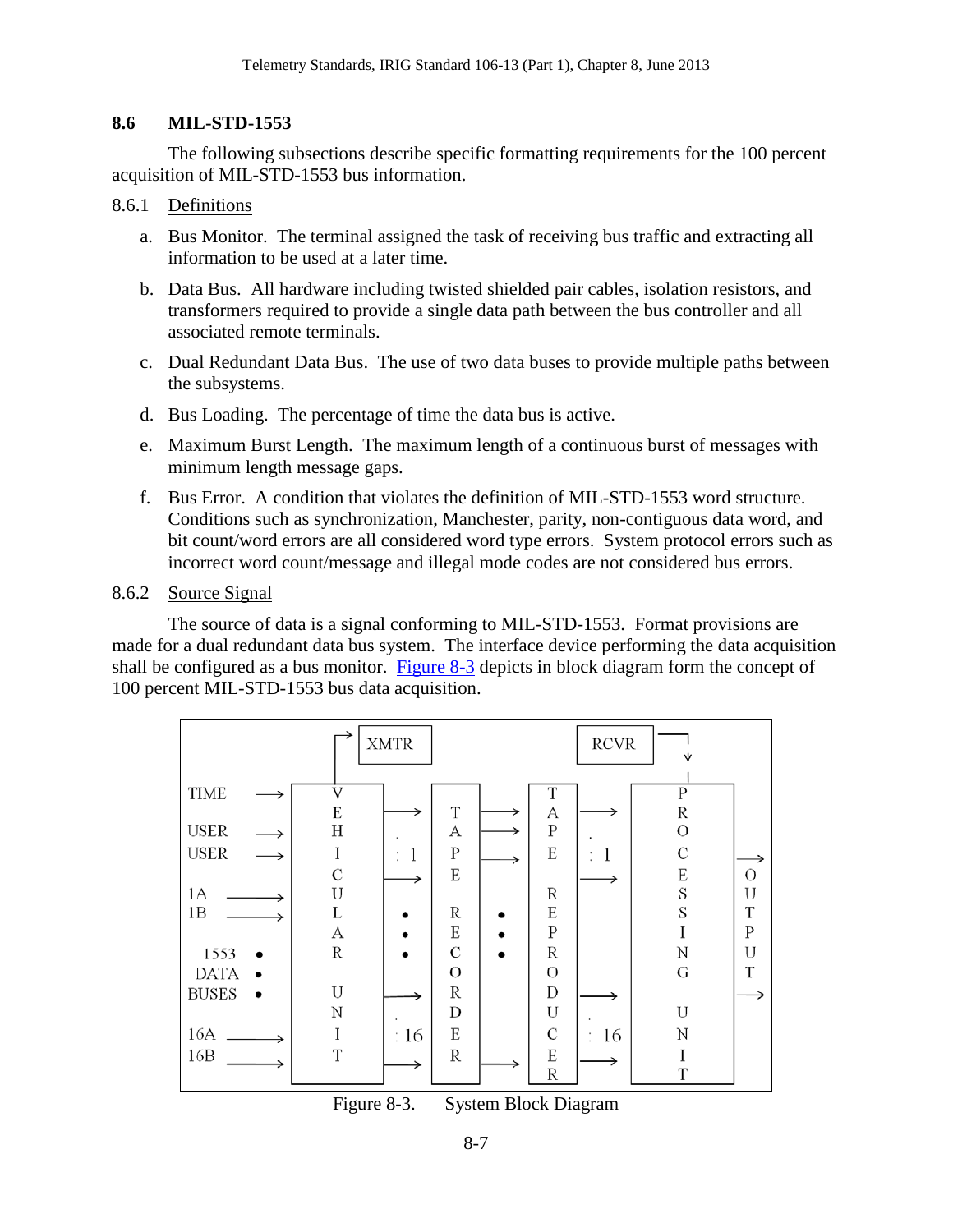## 8.6 MIL-STD-1553

The following subsections describe specific formatting requirements for the 100 percent acquisition of MIL-STD-1553 bus information.

### 8.6.1 Definitions

a. Bus Monitor. The terminal assigned the task of receiving bus traffic and extracting all information to be used at a later time.

b. Data Bus. All hardware including twisted shielded pair cables, isolation resistors, and transformers required to provide a single data path between the bus controller and all associated remote terminals.

c. Dual Redundant Data Bus. The use of two data buses to provide multiple paths between the subsystems.

d. Bus Loading. The percentage of time the data bus is active.

e. Maximum Burst Length. The maximum length of a continuous burst of messages with minimum length message gaps.

f. Bus Error. A condition that violates the definition of MIL-STD-1553 word structure. Conditions such as synchronization, Manchester, parity, non-contiguous data word, and bit count/word errors are all considered word type errors. System protocol errors such as incorrect word count/message and illegal mode codes are not considered bus errors.

### 8.6.2 Source Signal

The source of data is a signal conforming to MIL-STD-1553. Format provisions are made for a dual redundant data bus system. The interface device performing the data acquisition shall be configured as a bus monitor. Figure 8-3 depicts in block diagram form the concept of 100 percent MIL-STD-1553 bus data acquisition.

Figure 8-3. System Block Diagram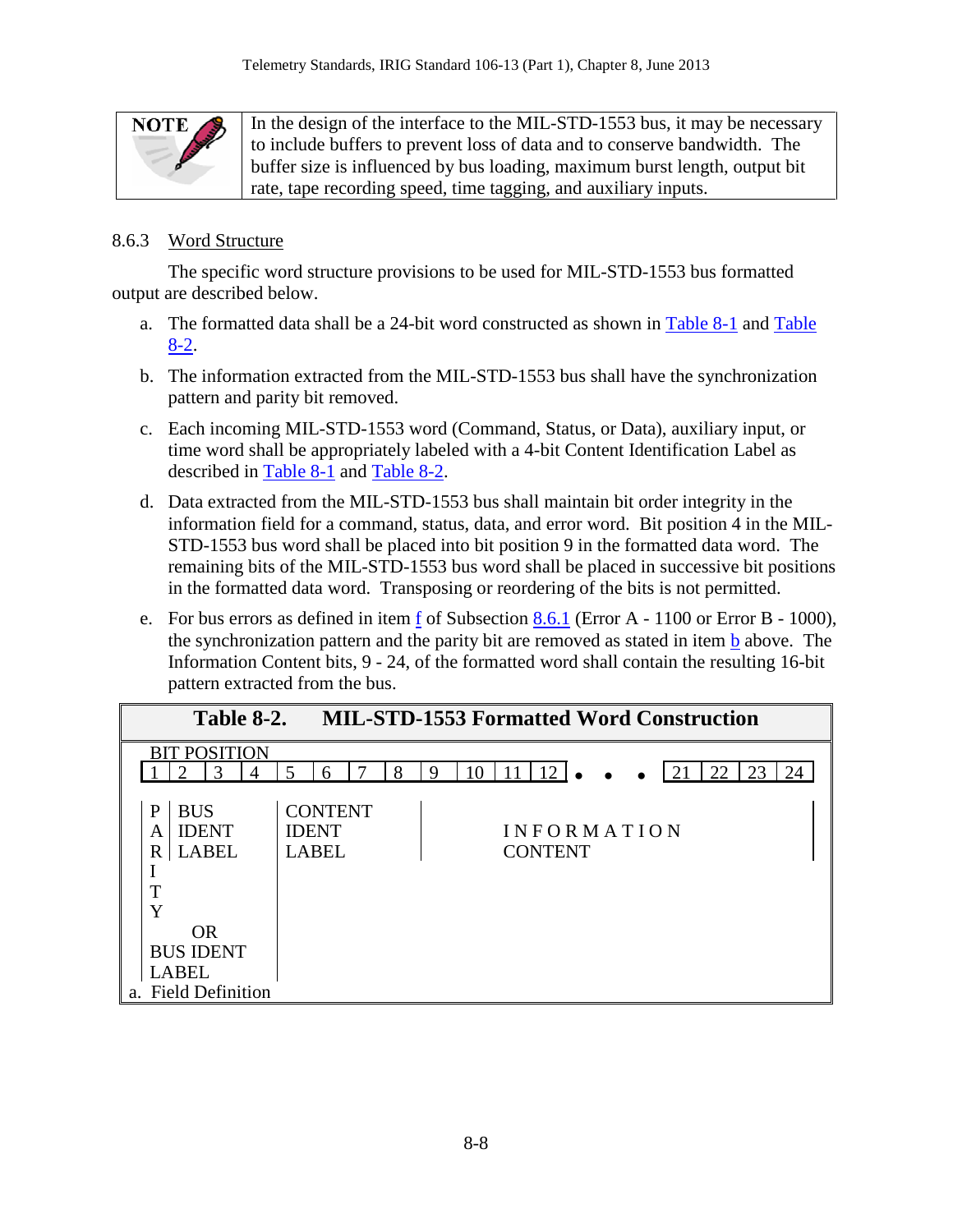| **NOTE** | In the design of the interface to the MIL-STD-1553 bus, it may be necessary to include buffers to prevent loss of data and to conserve bandwidth. The buffer size is influenced by bus loading, maximum burst length, output bit rate, tape recording speed, time tagging, and auxiliary inputs. |
|---|---|

### 8.6.3 Word Structure

The specific word structure provisions to be used for MIL-STD-1553 bus formatted output are described below.

a. The formatted data shall be a 24-bit word constructed as shown in Table 8-1 and Table 8-2.

b. The information extracted from the MIL-STD-1553 bus shall have the synchronization pattern and parity bit removed.

c. Each incoming MIL-STD-1553 word (Command, Status, or Data), auxiliary input, or time word shall be appropriately labeled with a 4-bit Content Identification Label as described in Table 8-1 and Table 8-2.

d. Data extracted from the MIL-STD-1553 bus shall maintain bit order integrity in the information field for a command, status, data, and error word. Bit position 4 in the MIL-STD-1553 bus word shall be placed into bit position 9 in the formatted data word. The remaining bits of the MIL-STD-1553 bus word shall be placed in successive bit positions in the formatted data word. Transposing or reordering of the bits is not permitted.

e. For bus errors as defined in item f of Subsection 8.6.1 (Error A - 1100 or Error B - 1000), the synchronization pattern and the parity bit are removed as stated in item b above. The Information Content bits, 9 - 24, of the formatted word shall contain the resulting 16-bit pattern extracted from the bus.

**Table 8-2. MIL-STD-1553 Formatted Word Construction**

| BIT POSITION | | | | | | | | | | | | | | | | |
|---|---|---|---|---|---|---|---|---|---|---|---|---|---|---|---|---|
| 1 | 2 | 3 | 4 | 5 | 6 | 7 | 8 | 9 | 10 | 11 | 12 | • • • | 21 | 22 | 23 | 24 |
| PARITY | BUS IDENT LABEL | | | CONTENT IDENT LABEL | | | | INFORMATION CONTENT | | | | | | | | |
| OR BUS IDENT LABEL | | | | | | | | | | | | | | | | |

a. Field Definition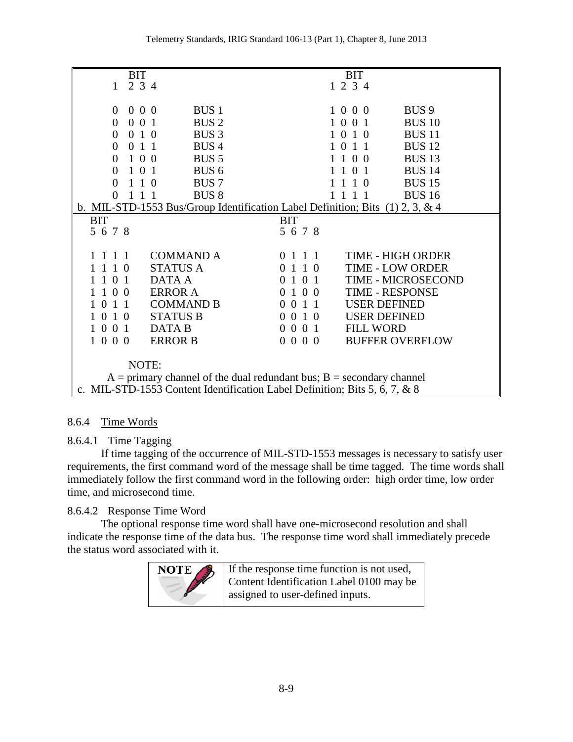| BIT 1 2 3 4 | | BIT 1 2 3 4 | |
|---|---|---|---|
| 0 0 0 0 | BUS 1 | 1 0 0 0 | BUS 9 |
| 0 0 0 1 | BUS 2 | 1 0 0 1 | BUS 10 |
| 0 0 1 0 | BUS 3 | 1 0 1 0 | BUS 11 |
| 0 0 1 1 | BUS 4 | 1 0 1 1 | BUS 12 |
| 0 1 0 0 | BUS 5 | 1 1 0 0 | BUS 13 |
| 0 1 0 1 | BUS 6 | 1 1 0 1 | BUS 14 |
| 0 1 1 0 | BUS 7 | 1 1 1 0 | BUS 15 |
| 0 1 1 1 | BUS 8 | 1 1 1 1 | BUS 16 |

b. MIL-STD-1553 Bus/Group Identification Label Definition; Bits (1) 2, 3, & 4

| BIT 5 6 7 8 | | BIT 5 6 7 8 | |
|---|---|---|---|
| 1 1 1 1 | COMMAND A | 0 1 1 1 | TIME - HIGH ORDER |
| 1 1 1 0 | STATUS A | 0 1 1 0 | TIME - LOW ORDER |
| 1 1 0 1 | DATA A | 0 1 0 1 | TIME - MICROSECOND |
| 1 1 0 0 | ERROR A | 0 1 0 0 | TIME - RESPONSE |
| 1 0 1 1 | COMMAND B | 0 0 1 1 | USER DEFINED |
| 1 0 1 0 | STATUS B | 0 0 1 0 | USER DEFINED |
| 1 0 0 1 | DATA B | 0 0 0 1 | FILL WORD |
| 1 0 0 0 | ERROR B | 0 0 0 0 | BUFFER OVERFLOW |

NOTE:
A = primary channel of the dual redundant bus; B = secondary channel

c. MIL-STD-1553 Content Identification Label Definition; Bits 5, 6, 7, & 8

### 8.6.4 Time Words

#### 8.6.4.1 Time Tagging

If time tagging of the occurrence of MIL-STD-1553 messages is necessary to satisfy user requirements, the first command word of the message shall be time tagged. The time words shall immediately follow the first command word in the following order: high order time, low order time, and microsecond time.

#### 8.6.4.2 Response Time Word

The optional response time word shall have one-microsecond resolution and shall indicate the response time of the data bus. The response time word shall immediately precede the status word associated with it.

> **NOTE:** If the response time function is not used, Content Identification Label 0100 may be assigned to user-defined inputs.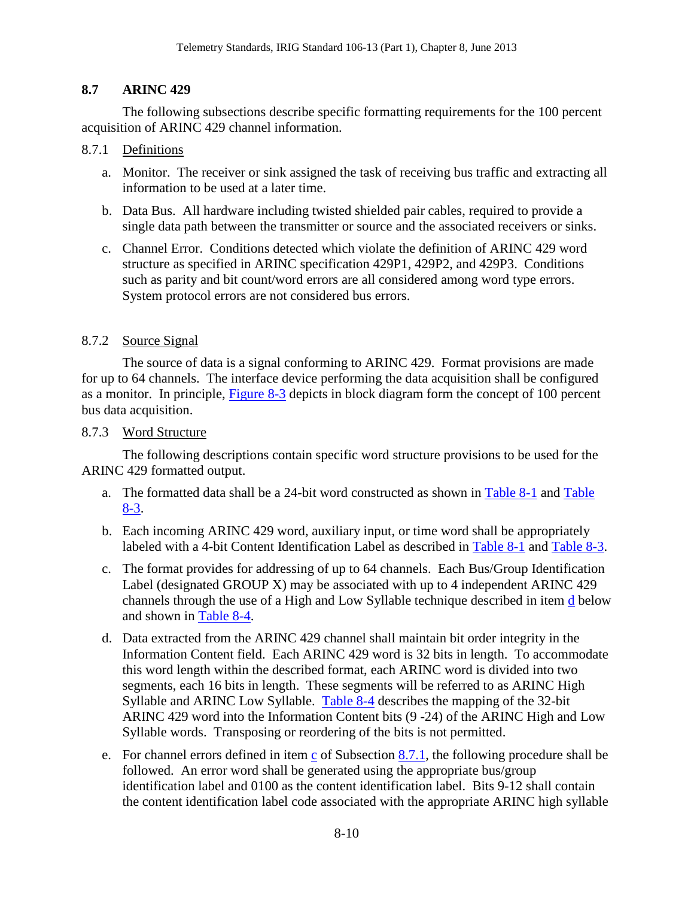## 8.7 ARINC 429

The following subsections describe specific formatting requirements for the 100 percent acquisition of ARINC 429 channel information.

### 8.7.1 Definitions

a. Monitor. The receiver or sink assigned the task of receiving bus traffic and extracting all information to be used at a later time.

b. Data Bus. All hardware including twisted shielded pair cables, required to provide a single data path between the transmitter or source and the associated receivers or sinks.

c. Channel Error. Conditions detected which violate the definition of ARINC 429 word structure as specified in ARINC specification 429P1, 429P2, and 429P3. Conditions such as parity and bit count/word errors are all considered among word type errors. System protocol errors are not considered bus errors.

### 8.7.2 Source Signal

The source of data is a signal conforming to ARINC 429. Format provisions are made for up to 64 channels. The interface device performing the data acquisition shall be configured as a monitor. In principle, Figure 8-3 depicts in block diagram form the concept of 100 percent bus data acquisition.

### 8.7.3 Word Structure

The following descriptions contain specific word structure provisions to be used for the ARINC 429 formatted output.

a. The formatted data shall be a 24-bit word constructed as shown in Table 8-1 and Table 8-3.

b. Each incoming ARINC 429 word, auxiliary input, or time word shall be appropriately labeled with a 4-bit Content Identification Label as described in Table 8-1 and Table 8-3.

c. The format provides for addressing of up to 64 channels. Each Bus/Group Identification Label (designated GROUP X) may be associated with up to 4 independent ARINC 429 channels through the use of a High and Low Syllable technique described in item d below and shown in Table 8-4.

d. Data extracted from the ARINC 429 channel shall maintain bit order integrity in the Information Content field. Each ARINC 429 word is 32 bits in length. To accommodate this word length within the described format, each ARINC word is divided into two segments, each 16 bits in length. These segments will be referred to as ARINC High Syllable and ARINC Low Syllable. Table 8-4 describes the mapping of the 32-bit ARINC 429 word into the Information Content bits (9 -24) of the ARINC High and Low Syllable words. Transposing or reordering of the bits is not permitted.

e. For channel errors defined in item c of Subsection 8.7.1, the following procedure shall be followed. An error word shall be generated using the appropriate bus/group identification label and 0100 as the content identification label. Bits 9-12 shall contain the content identification label code associated with the appropriate ARINC high syllable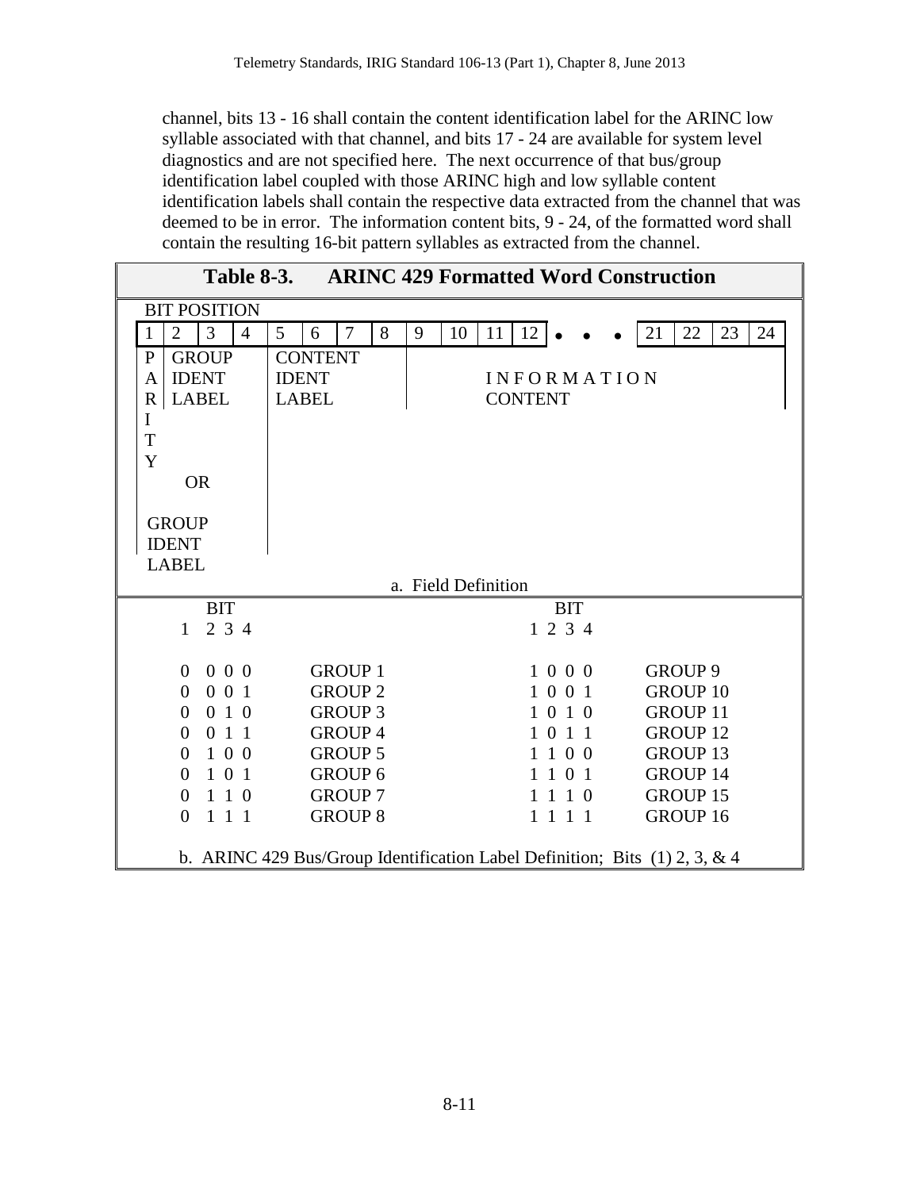channel, bits 13 - 16 shall contain the content identification label for the ARINC low syllable associated with that channel, and bits 17 - 24 are available for system level diagnostics and are not specified here. The next occurrence of that bus/group identification label coupled with those ARINC high and low syllable content identification labels shall contain the respective data extracted from the channel that was deemed to be in error. The information content bits, 9 - 24, of the formatted word shall contain the resulting 16-bit pattern syllables as extracted from the channel.

**Table 8-3. ARINC 429 Formatted Word Construction**

BIT POSITION

| 1 | 2 | 3 | 4 | 5 | 6 | 7 | 8 | 9 | 10 | 11 | 12 | • • • | 21 | 22 | 23 | 24 |
|---|---|---|---|---|---|---|---|---|---|---|---|---|---|---|---|---|
| PARITY | GROUP IDENT LABEL | | | CONTENT IDENT LABEL | | | | INFORMATION CONTENT | | | | | | | | |
| OR GROUP IDENT LABEL | | | | | | | | | | | | | | | | |

a. Field Definition

| BIT 1 2 3 4 | | BIT 1 2 3 4 | |
|---|---|---|---|
| 0 0 0 0 | GROUP 1 | 1 0 0 0 | GROUP 9 |
| 0 0 0 1 | GROUP 2 | 1 0 0 1 | GROUP 10 |
| 0 0 1 0 | GROUP 3 | 1 0 1 0 | GROUP 11 |
| 0 0 1 1 | GROUP 4 | 1 0 1 1 | GROUP 12 |
| 0 1 0 0 | GROUP 5 | 1 1 0 0 | GROUP 13 |
| 0 1 0 1 | GROUP 6 | 1 1 0 1 | GROUP 14 |
| 0 1 1 0 | GROUP 7 | 1 1 1 0 | GROUP 15 |
| 0 1 1 1 | GROUP 8 | 1 1 1 1 | GROUP 16 |

b. ARINC 429 Bus/Group Identification Label Definition; Bits (1) 2, 3, & 4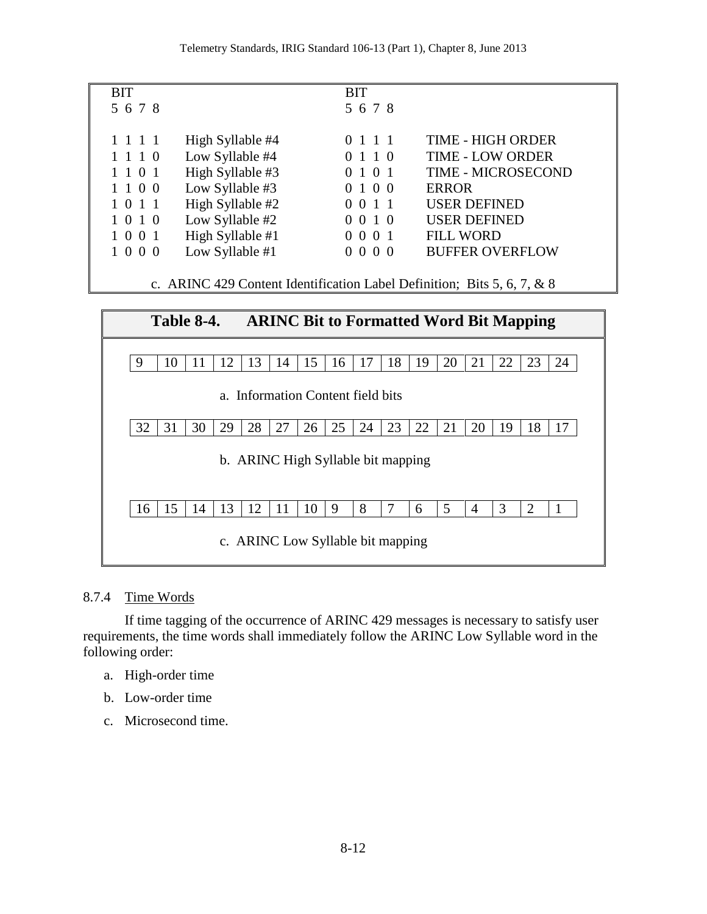| BIT 5 6 7 8 | | BIT 5 6 7 8 | |
|---|---|---|---|
| 1 1 1 1 | High Syllable #4 | 0 1 1 1 | TIME - HIGH ORDER |
| 1 1 1 0 | Low Syllable #4 | 0 1 1 0 | TIME - LOW ORDER |
| 1 1 0 1 | High Syllable #3 | 0 1 0 1 | TIME - MICROSECOND |
| 1 1 0 0 | Low Syllable #3 | 0 1 0 0 | ERROR |
| 1 0 1 1 | High Syllable #2 | 0 0 1 1 | USER DEFINED |
| 1 0 1 0 | Low Syllable #2 | 0 0 1 0 | USER DEFINED |
| 1 0 0 1 | High Syllable #1 | 0 0 0 1 | FILL WORD |
| 1 0 0 0 | Low Syllable #1 | 0 0 0 0 | BUFFER OVERFLOW |

c. ARINC 429 Content Identification Label Definition; Bits 5, 6, 7, & 8

**Table 8-4. ARINC Bit to Formatted Word Bit Mapping**

| 9 | 10 | 11 | 12 | 13 | 14 | 15 | 16 | 17 | 18 | 19 | 20 | 21 | 22 | 23 | 24 |
|---|---|---|---|---|---|---|---|---|---|---|---|---|---|---|---|

a. Information Content field bits

| 32 | 31 | 30 | 29 | 28 | 27 | 26 | 25 | 24 | 23 | 22 | 21 | 20 | 19 | 18 | 17 |
|---|---|---|---|---|---|---|---|---|---|---|---|---|---|---|---|

b. ARINC High Syllable bit mapping

| 16 | 15 | 14 | 13 | 12 | 11 | 10 | 9 | 8 | 7 | 6 | 5 | 4 | 3 | 2 | 1 |
|---|---|---|---|---|---|---|---|---|---|---|---|---|---|---|---|

c. ARINC Low Syllable bit mapping

### 8.7.4 Time Words

If time tagging of the occurrence of ARINC 429 messages is necessary to satisfy user requirements, the time words shall immediately follow the ARINC Low Syllable word in the following order:

a. High-order time

b. Low-order time

c. Microsecond time.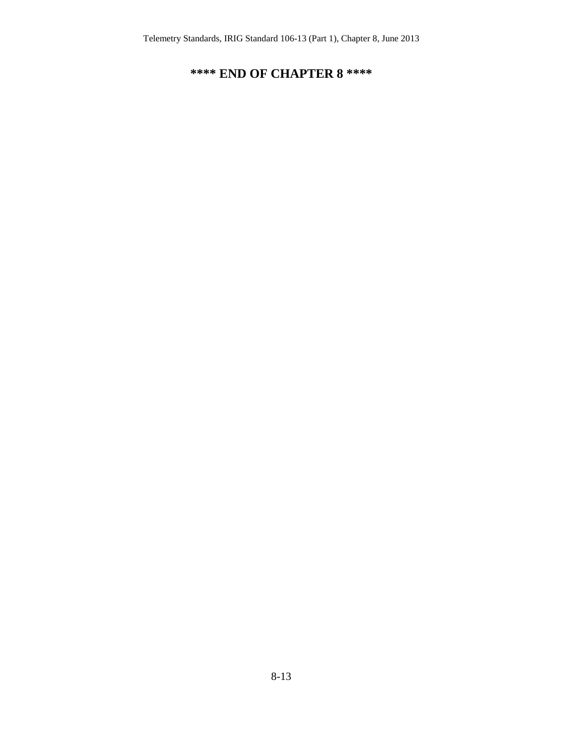**\*\*\*\* END OF CHAPTER 8 \*\*\*\***

**** END OF CHAPTER 8 ****